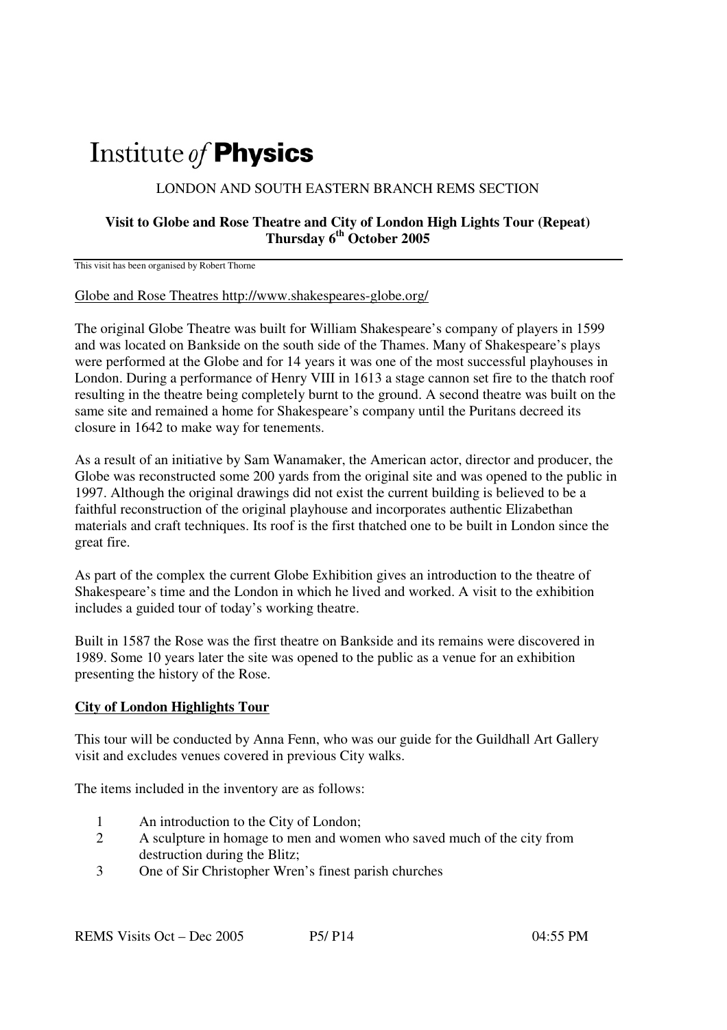# Institute *of* **Physics**

LONDON AND SOUTH EASTERN BRANCH REMS SECTION

**Visit to Globe and Rose Theatre and City of London High Lights Tour (Repeat)**
**Thursday 6th October 2005**

This visit has been organised by Robert Thorne

Globe and Rose Theatres http://www.shakespeares-globe.org/

The original Globe Theatre was built for William Shakespeare's company of players in 1599 and was located on Bankside on the south side of the Thames. Many of Shakespeare's plays were performed at the Globe and for 14 years it was one of the most successful playhouses in London. During a performance of Henry VIII in 1613 a stage cannon set fire to the thatch roof resulting in the theatre being completely burnt to the ground. A second theatre was built on the same site and remained a home for Shakespeare's company until the Puritans decreed its closure in 1642 to make way for tenements.

As a result of an initiative by Sam Wanamaker, the American actor, director and producer, the Globe was reconstructed some 200 yards from the original site and was opened to the public in 1997. Although the original drawings did not exist the current building is believed to be a faithful reconstruction of the original playhouse and incorporates authentic Elizabethan materials and craft techniques. Its roof is the first thatched one to be built in London since the great fire.

As part of the complex the current Globe Exhibition gives an introduction to the theatre of Shakespeare's time and the London in which he lived and worked. A visit to the exhibition includes a guided tour of today's working theatre.

Built in 1587 the Rose was the first theatre on Bankside and its remains were discovered in 1989. Some 10 years later the site was opened to the public as a venue for an exhibition presenting the history of the Rose.

**City of London Highlights Tour**

This tour will be conducted by Anna Fenn, who was our guide for the Guildhall Art Gallery visit and excludes venues covered in previous City walks.

The items included in the inventory are as follows:

1. An introduction to the City of London;
2. A sculpture in homage to men and women who saved much of the city from destruction during the Blitz;
3. One of Sir Christopher Wren's finest parish churches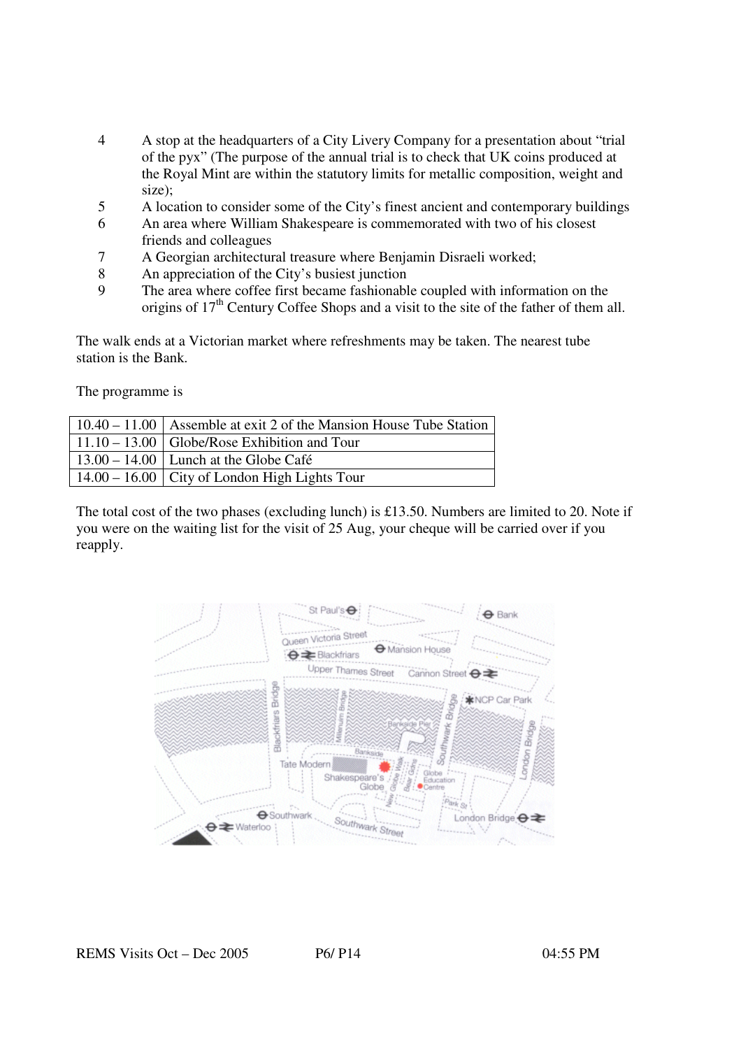4. A stop at the headquarters of a City Livery Company for a presentation about "trial of the pyx" (The purpose of the annual trial is to check that UK coins produced at the Royal Mint are within the statutory limits for metallic composition, weight and size);
5. A location to consider some of the City's finest ancient and contemporary buildings
6. An area where William Shakespeare is commemorated with two of his closest friends and colleagues
7. A Georgian architectural treasure where Benjamin Disraeli worked;
8. An appreciation of the City's busiest junction
9. The area where coffee first became fashionable coupled with information on the origins of 17th Century Coffee Shops and a visit to the site of the father of them all.

The walk ends at a Victorian market where refreshments may be taken. The nearest tube station is the Bank.

The programme is

| | |
|---|---|
| 10.40 – 11.00 | Assemble at exit 2 of the Mansion House Tube Station |
| 11.10 – 13.00 | Globe/Rose Exhibition and Tour |
| 13.00 – 14.00 | Lunch at the Globe Café |
| 14.00 – 16.00 | City of London High Lights Tour |

The total cost of the two phases (excluding lunch) is £13.50. Numbers are limited to 20. Note if you were on the waiting list for the visit of 25 Aug, your cheque will be carried over if you reapply.

St Paul's
Bank
Queen Victoria Street
Mansion House
Blackfriars
Upper Thames Street
Cannon Street
NCP Car Park
Blackfriars Bridge
Millenium Bridge
Bankside Pier
Southwark Bridge
London Bridge
Bankside
Tate Modern
Shakespeare's Globe
New Globe Walk
Bear Gdns
Globe Education Centre
Park St
Southwark
Waterloo
Southwark Street
London Bridge